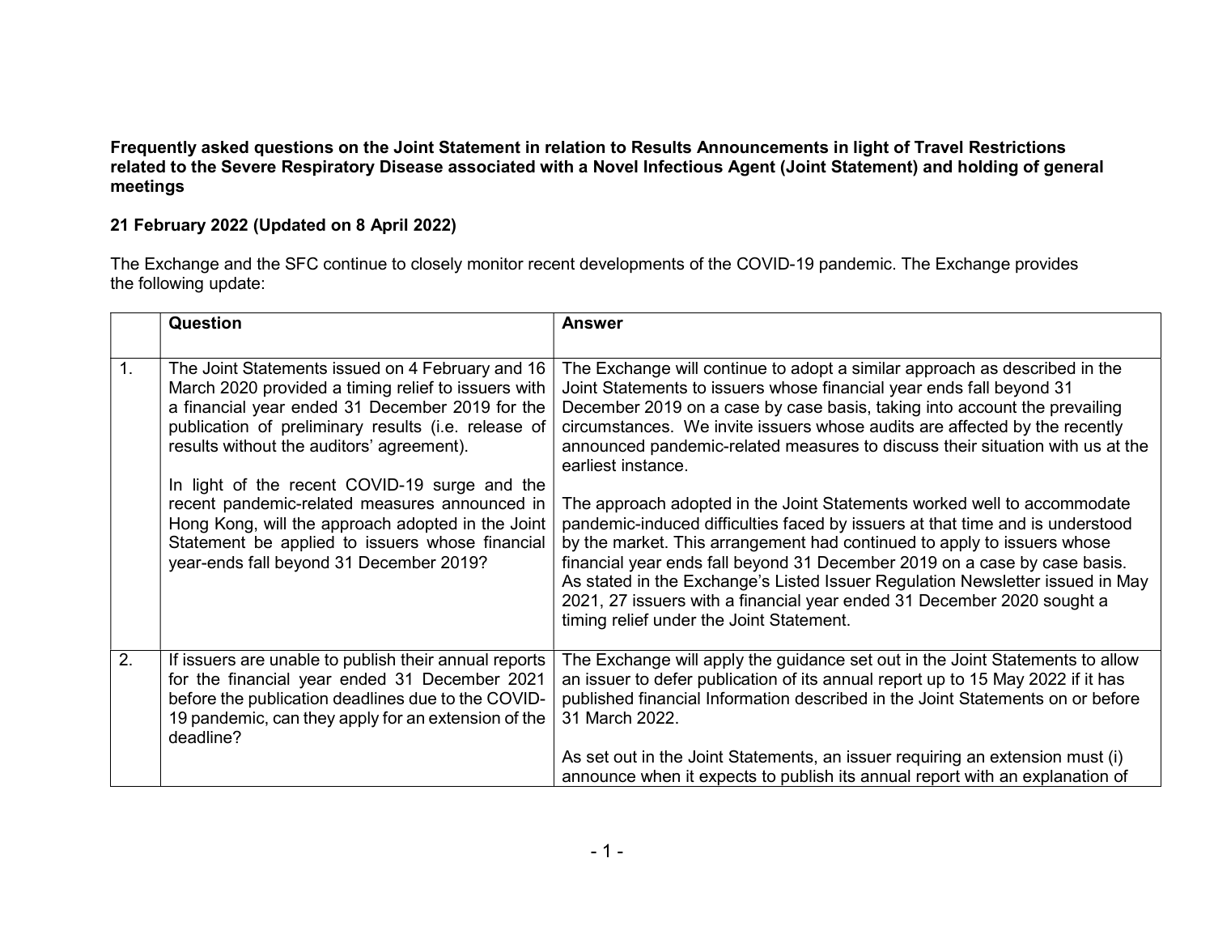**Frequently asked questions on the Joint Statement in relation to Results Announcements in light of Travel Restrictions related to the Severe Respiratory Disease associated with a Novel Infectious Agent (Joint Statement) and holding of general meetings**

**21 February 2022 (Updated on 8 April 2022)**

The Exchange and the SFC continue to closely monitor recent developments of the COVID-19 pandemic. The Exchange provides the following update:

| | Question | Answer |
|---|---|---|
| 1. | The Joint Statements issued on 4 February and 16 March 2020 provided a timing relief to issuers with a financial year ended 31 December 2019 for the publication of preliminary results (i.e. release of results without the auditors' agreement).<br><br>In light of the recent COVID-19 surge and the recent pandemic-related measures announced in Hong Kong, will the approach adopted in the Joint Statement be applied to issuers whose financial year-ends fall beyond 31 December 2019? | The Exchange will continue to adopt a similar approach as described in the Joint Statements to issuers whose financial year ends fall beyond 31 December 2019 on a case by case basis, taking into account the prevailing circumstances. We invite issuers whose audits are affected by the recently announced pandemic-related measures to discuss their situation with us at the earliest instance.<br><br>The approach adopted in the Joint Statements worked well to accommodate pandemic-induced difficulties faced by issuers at that time and is understood by the market. This arrangement had continued to apply to issuers whose financial year ends fall beyond 31 December 2019 on a case by case basis. As stated in the Exchange's Listed Issuer Regulation Newsletter issued in May 2021, 27 issuers with a financial year ended 31 December 2020 sought a timing relief under the Joint Statement. |
| 2. | If issuers are unable to publish their annual reports for the financial year ended 31 December 2021 before the publication deadlines due to the COVID-19 pandemic, can they apply for an extension of the deadline? | The Exchange will apply the guidance set out in the Joint Statements to allow an issuer to defer publication of its annual report up to 15 May 2022 if it has published financial Information described in the Joint Statements on or before 31 March 2022.<br><br>As set out in the Joint Statements, an issuer requiring an extension must (i) announce when it expects to publish its annual report with an explanation of |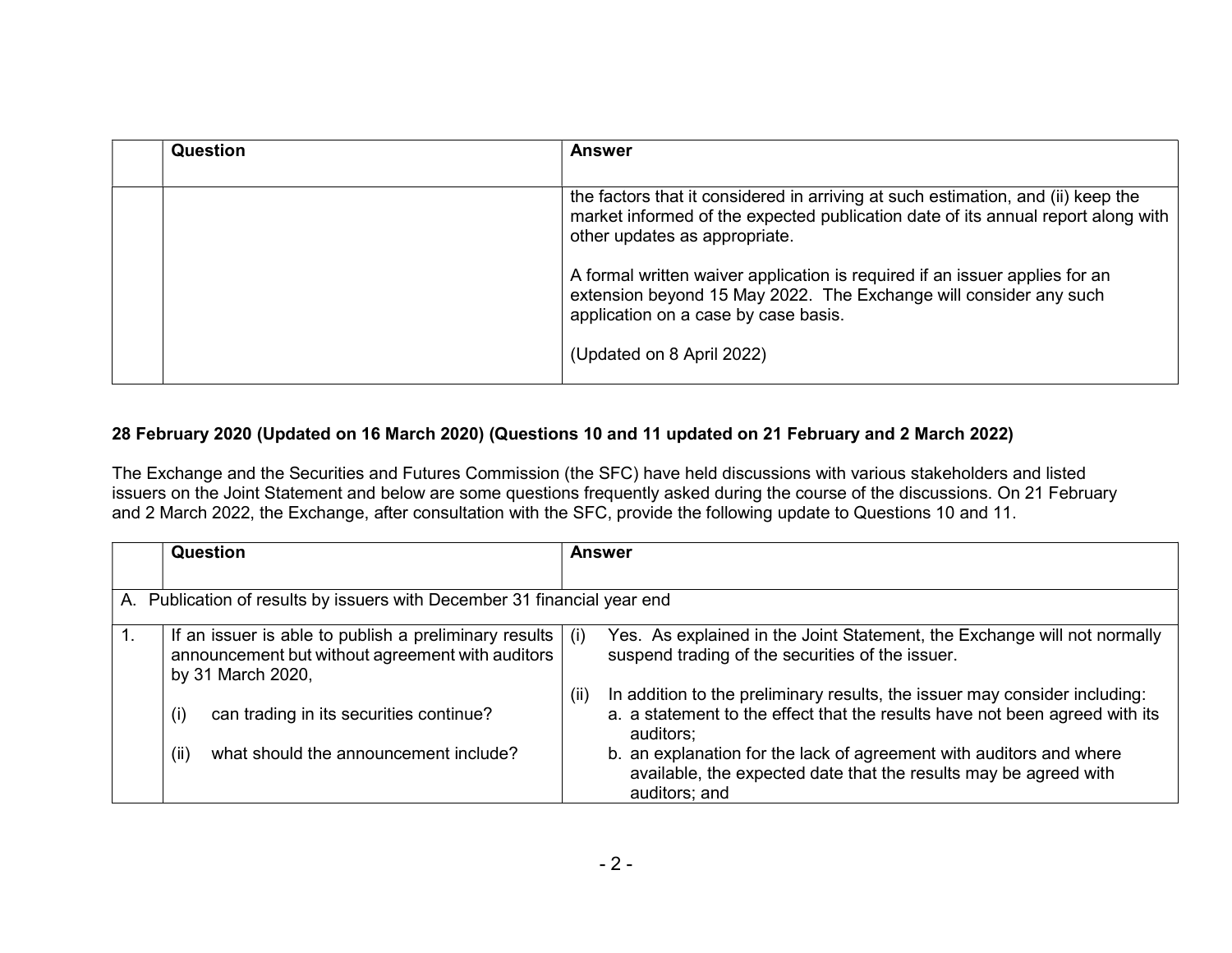| | Question | Answer |
|---|---|---|
| | | the factors that it considered in arriving at such estimation, and (ii) keep the market informed of the expected publication date of its annual report along with other updates as appropriate.<br><br>A formal written waiver application is required if an issuer applies for an extension beyond 15 May 2022. The Exchange will consider any such application on a case by case basis.<br><br>(Updated on 8 April 2022) |

**28 February 2020 (Updated on 16 March 2020) (Questions 10 and 11 updated on 21 February and 2 March 2022)**

The Exchange and the Securities and Futures Commission (the SFC) have held discussions with various stakeholders and listed issuers on the Joint Statement and below are some questions frequently asked during the course of the discussions. On 21 February and 2 March 2022, the Exchange, after consultation with the SFC, provide the following update to Questions 10 and 11.

| | Question | Answer |
|---|---|---|
| A. Publication of results by issuers with December 31 financial year end | | |
| 1. | If an issuer is able to publish a preliminary results announcement but without agreement with auditors by 31 March 2020,<br><br>(i) can trading in its securities continue?<br><br>(ii) what should the announcement include? | (i) Yes. As explained in the Joint Statement, the Exchange will not normally suspend trading of the securities of the issuer.<br><br>(ii) In addition to the preliminary results, the issuer may consider including:<br>a. a statement to the effect that the results have not been agreed with its auditors;<br>b. an explanation for the lack of agreement with auditors and where available, the expected date that the results may be agreed with auditors; and |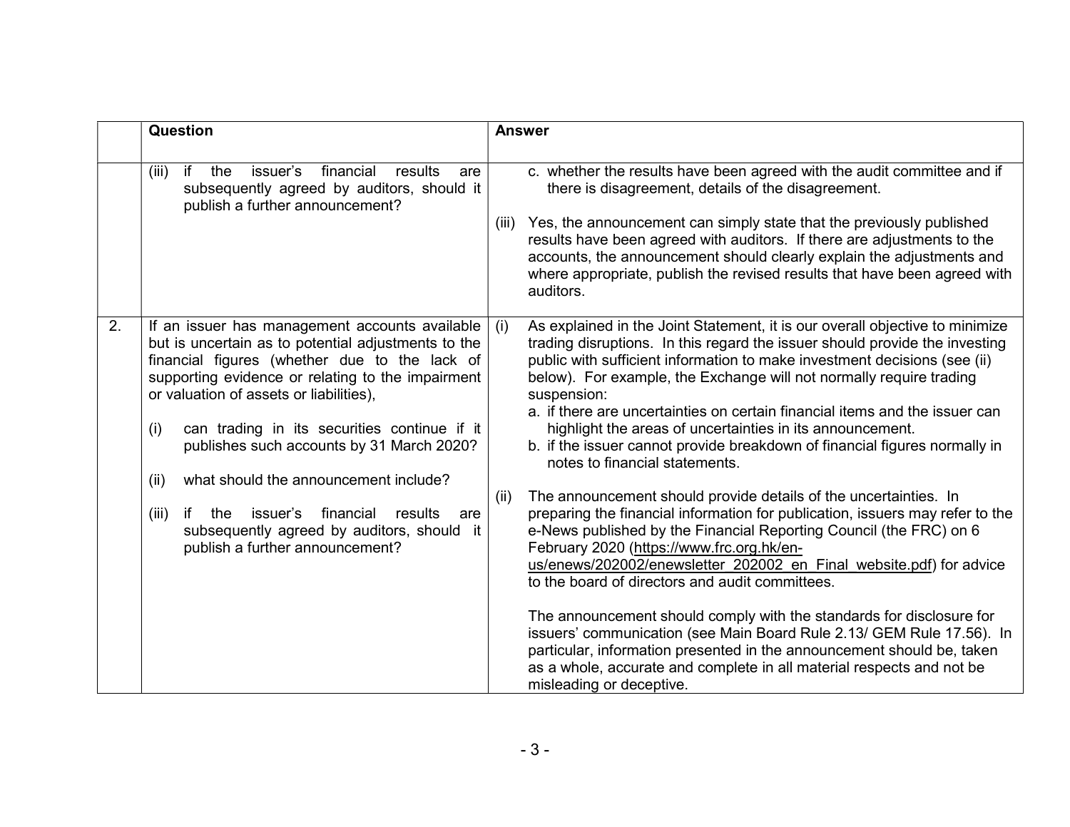| | Question | Answer |
|---|---|---|
| | (iii) if the issuer's financial results are subsequently agreed by auditors, should it publish a further announcement? | c. whether the results have been agreed with the audit committee and if there is disagreement, details of the disagreement.<br><br>(iii) Yes, the announcement can simply state that the previously published results have been agreed with auditors. If there are adjustments to the accounts, the announcement should clearly explain the adjustments and where appropriate, publish the revised results that have been agreed with auditors. |
| 2. | If an issuer has management accounts available but is uncertain as to potential adjustments to the financial figures (whether due to the lack of supporting evidence or relating to the impairment or valuation of assets or liabilities),<br><br>(i) can trading in its securities continue if it publishes such accounts by 31 March 2020?<br><br>(ii) what should the announcement include?<br><br>(iii) if the issuer's financial results are subsequently agreed by auditors, should it publish a further announcement? | (i) As explained in the Joint Statement, it is our overall objective to minimize trading disruptions. In this regard the issuer should provide the investing public with sufficient information to make investment decisions (see (ii) below). For example, the Exchange will not normally require trading suspension:<br>a. if there are uncertainties on certain financial items and the issuer can highlight the areas of uncertainties in its announcement.<br>b. if the issuer cannot provide breakdown of financial figures normally in notes to financial statements.<br><br>(ii) The announcement should provide details of the uncertainties. In preparing the financial information for publication, issuers may refer to the e-News published by the Financial Reporting Council (the FRC) on 6 February 2020 (https://www.frc.org.hk/en-us/enews/202002/enewsletter_202002_en_Final_website.pdf) for advice to the board of directors and audit committees.<br><br>The announcement should comply with the standards for disclosure for issuers' communication (see Main Board Rule 2.13/ GEM Rule 17.56). In particular, information presented in the announcement should be, taken as a whole, accurate and complete in all material respects and not be misleading or deceptive. |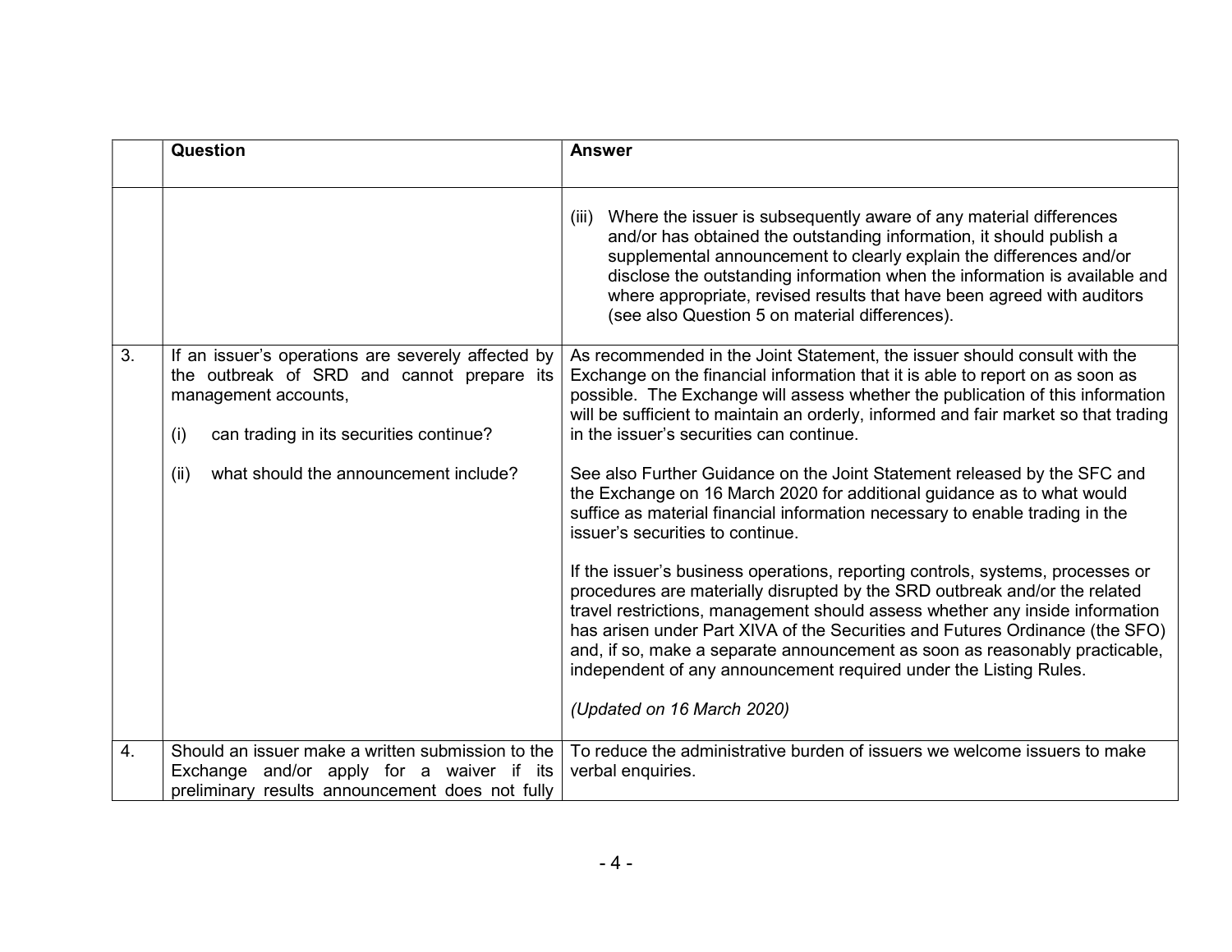| | Question | Answer |
|---|---|---|
| | | (iii) Where the issuer is subsequently aware of any material differences and/or has obtained the outstanding information, it should publish a supplemental announcement to clearly explain the differences and/or disclose the outstanding information when the information is available and where appropriate, revised results that have been agreed with auditors (see also Question 5 on material differences). |
| 3. | If an issuer's operations are severely affected by the outbreak of SRD and cannot prepare its management accounts,<br><br>(i) can trading in its securities continue?<br><br>(ii) what should the announcement include? | As recommended in the Joint Statement, the issuer should consult with the Exchange on the financial information that it is able to report on as soon as possible. The Exchange will assess whether the publication of this information will be sufficient to maintain an orderly, informed and fair market so that trading in the issuer's securities can continue.<br><br>See also Further Guidance on the Joint Statement released by the SFC and the Exchange on 16 March 2020 for additional guidance as to what would suffice as material financial information necessary to enable trading in the issuer's securities to continue.<br><br>If the issuer's business operations, reporting controls, systems, processes or procedures are materially disrupted by the SRD outbreak and/or the related travel restrictions, management should assess whether any inside information has arisen under Part XIVA of the Securities and Futures Ordinance (the SFO) and, if so, make a separate announcement as soon as reasonably practicable, independent of any announcement required under the Listing Rules.<br><br>*(Updated on 16 March 2020)* |
| 4. | Should an issuer make a written submission to the Exchange and/or apply for a waiver if its preliminary results announcement does not fully | To reduce the administrative burden of issuers we welcome issuers to make verbal enquiries. |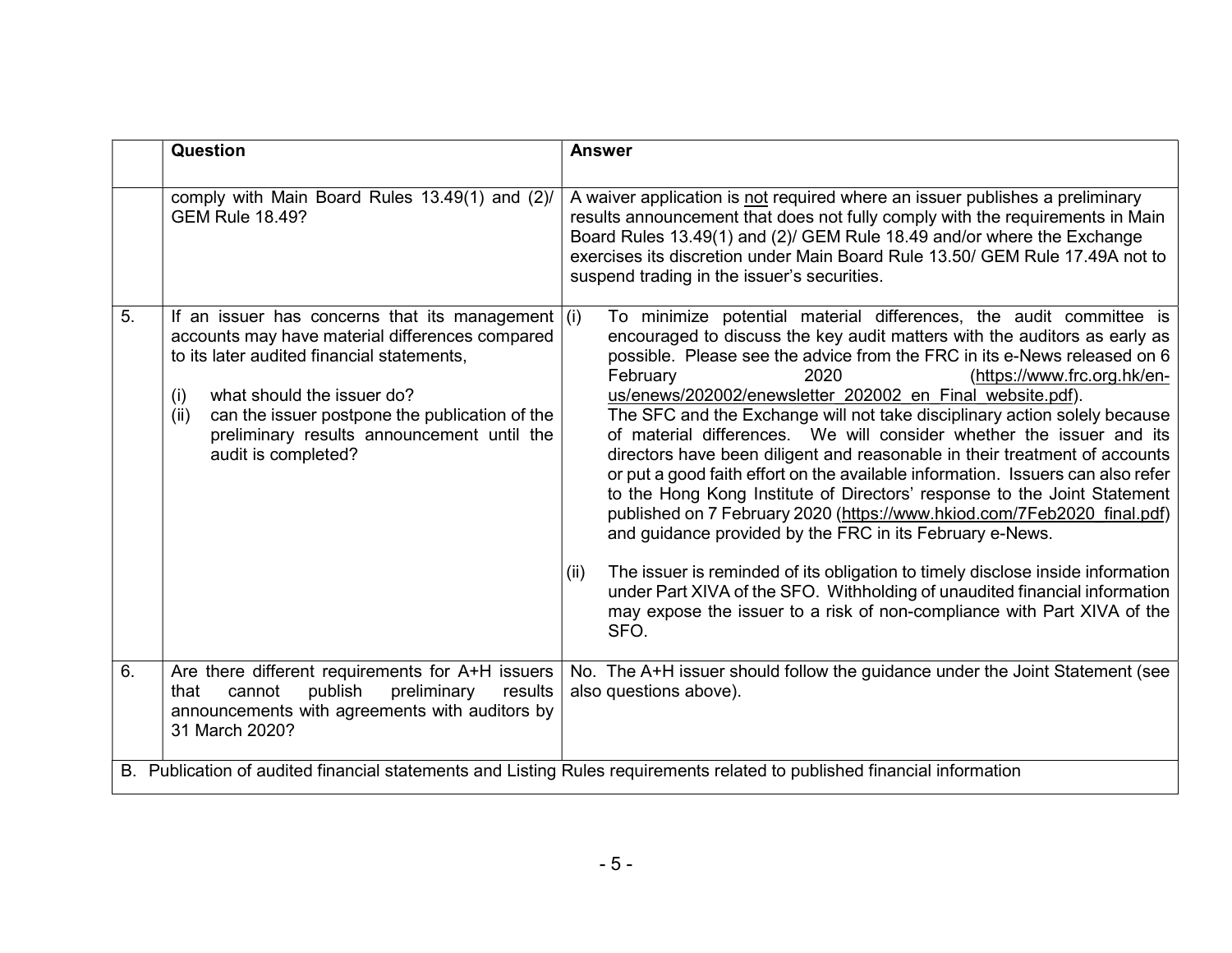| | Question | Answer |
|---|---|---|
| | comply with Main Board Rules 13.49(1) and (2)/ GEM Rule 18.49? | A waiver application is not required where an issuer publishes a preliminary results announcement that does not fully comply with the requirements in Main Board Rules 13.49(1) and (2)/ GEM Rule 18.49 and/or where the Exchange exercises its discretion under Main Board Rule 13.50/ GEM Rule 17.49A not to suspend trading in the issuer's securities. |
| 5. | If an issuer has concerns that its management accounts may have material differences compared to its later audited financial statements,<br><br>(i) what should the issuer do?<br>(ii) can the issuer postpone the publication of the preliminary results announcement until the audit is completed? | (i) To minimize potential material differences, the audit committee is encouraged to discuss the key audit matters with the auditors as early as possible. Please see the advice from the FRC in its e-News released on 6 February 2020 (https://www.frc.org.hk/en-us/enews/202002/enewsletter_202002_en_Final_website.pdf). The SFC and the Exchange will not take disciplinary action solely because of material differences. We will consider whether the issuer and its directors have been diligent and reasonable in their treatment of accounts or put a good faith effort on the available information. Issuers can also refer to the Hong Kong Institute of Directors' response to the Joint Statement published on 7 February 2020 (https://www.hkiod.com/7Feb2020_final.pdf) and guidance provided by the FRC in its February e-News.<br><br>(ii) The issuer is reminded of its obligation to timely disclose inside information under Part XIVA of the SFO. Withholding of unaudited financial information may expose the issuer to a risk of non-compliance with Part XIVA of the SFO. |
| 6. | Are there different requirements for A+H issuers that cannot publish preliminary results announcements with agreements with auditors by 31 March 2020? | No. The A+H issuer should follow the guidance under the Joint Statement (see also questions above). |
| B. Publication of audited financial statements and Listing Rules requirements related to published financial information | | |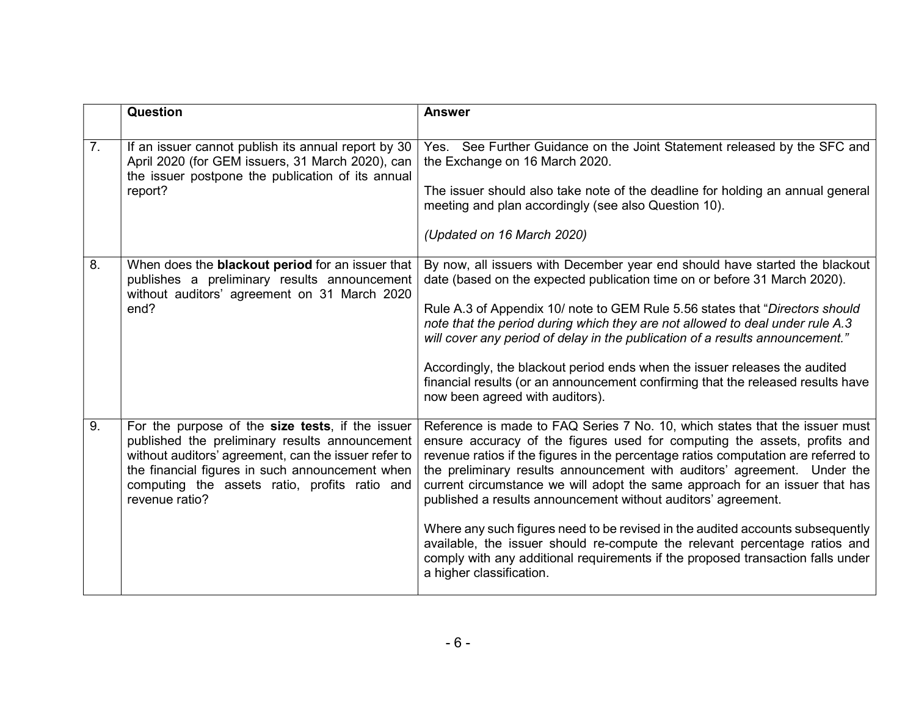| | Question | Answer |
|---|---|---|
| 7. | If an issuer cannot publish its annual report by 30 April 2020 (for GEM issuers, 31 March 2020), can the issuer postpone the publication of its annual report? | Yes. See Further Guidance on the Joint Statement released by the SFC and the Exchange on 16 March 2020.<br><br>The issuer should also take note of the deadline for holding an annual general meeting and plan accordingly (see also Question 10).<br><br>*(Updated on 16 March 2020)* |
| 8. | When does the **blackout period** for an issuer that publishes a preliminary results announcement without auditors' agreement on 31 March 2020 end? | By now, all issuers with December year end should have started the blackout date (based on the expected publication time on or before 31 March 2020).<br><br>Rule A.3 of Appendix 10/ note to GEM Rule 5.56 states that "*Directors should note that the period during which they are not allowed to deal under rule A.3 will cover any period of delay in the publication of a results announcement.*"<br><br>Accordingly, the blackout period ends when the issuer releases the audited financial results (or an announcement confirming that the released results have now been agreed with auditors). |
| 9. | For the purpose of the **size tests**, if the issuer published the preliminary results announcement without auditors' agreement, can the issuer refer to the financial figures in such announcement when computing the assets ratio, profits ratio and revenue ratio? | Reference is made to FAQ Series 7 No. 10, which states that the issuer must ensure accuracy of the figures used for computing the assets, profits and revenue ratios if the figures in the percentage ratios computation are referred to the preliminary results announcement with auditors' agreement. Under the current circumstance we will adopt the same approach for an issuer that has published a results announcement without auditors' agreement.<br><br>Where any such figures need to be revised in the audited accounts subsequently available, the issuer should re-compute the relevant percentage ratios and comply with any additional requirements if the proposed transaction falls under a higher classification. |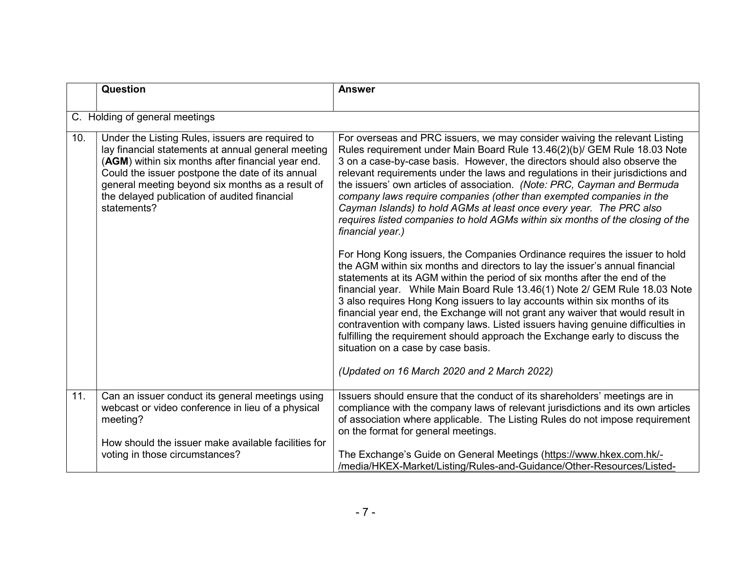| | Question | Answer |
|---|---|---|
| C. Holding of general meetings | | |
| 10. | Under the Listing Rules, issuers are required to lay financial statements at annual general meeting (**AGM**) within six months after financial year end. Could the issuer postpone the date of its annual general meeting beyond six months as a result of the delayed publication of audited financial statements? | For overseas and PRC issuers, we may consider waiving the relevant Listing Rules requirement under Main Board Rule 13.46(2)(b)/ GEM Rule 18.03 Note 3 on a case-by-case basis. However, the directors should also observe the relevant requirements under the laws and regulations in their jurisdictions and the issuers' own articles of association. *(Note: PRC, Cayman and Bermuda company laws require companies (other than exempted companies in the Cayman Islands) to hold AGMs at least once every year. The PRC also requires listed companies to hold AGMs within six months of the closing of the financial year.)*<br><br>For Hong Kong issuers, the Companies Ordinance requires the issuer to hold the AGM within six months and directors to lay the issuer's annual financial statements at its AGM within the period of six months after the end of the financial year. While Main Board Rule 13.46(1) Note 2/ GEM Rule 18.03 Note 3 also requires Hong Kong issuers to lay accounts within six months of its financial year end, the Exchange will not grant any waiver that would result in contravention with company laws. Listed issuers having genuine difficulties in fulfilling the requirement should approach the Exchange early to discuss the situation on a case by case basis.<br><br>*(Updated on 16 March 2020 and 2 March 2022)* |
| 11. | Can an issuer conduct its general meetings using webcast or video conference in lieu of a physical meeting?<br><br>How should the issuer make available facilities for voting in those circumstances? | Issuers should ensure that the conduct of its shareholders' meetings are in compliance with the company laws of relevant jurisdictions and its own articles of association where applicable. The Listing Rules do not impose requirement on the format for general meetings.<br><br>The Exchange's Guide on General Meetings (https://www.hkex.com.hk/-/media/HKEX-Market/Listing/Rules-and-Guidance/Other-Resources/Listed- |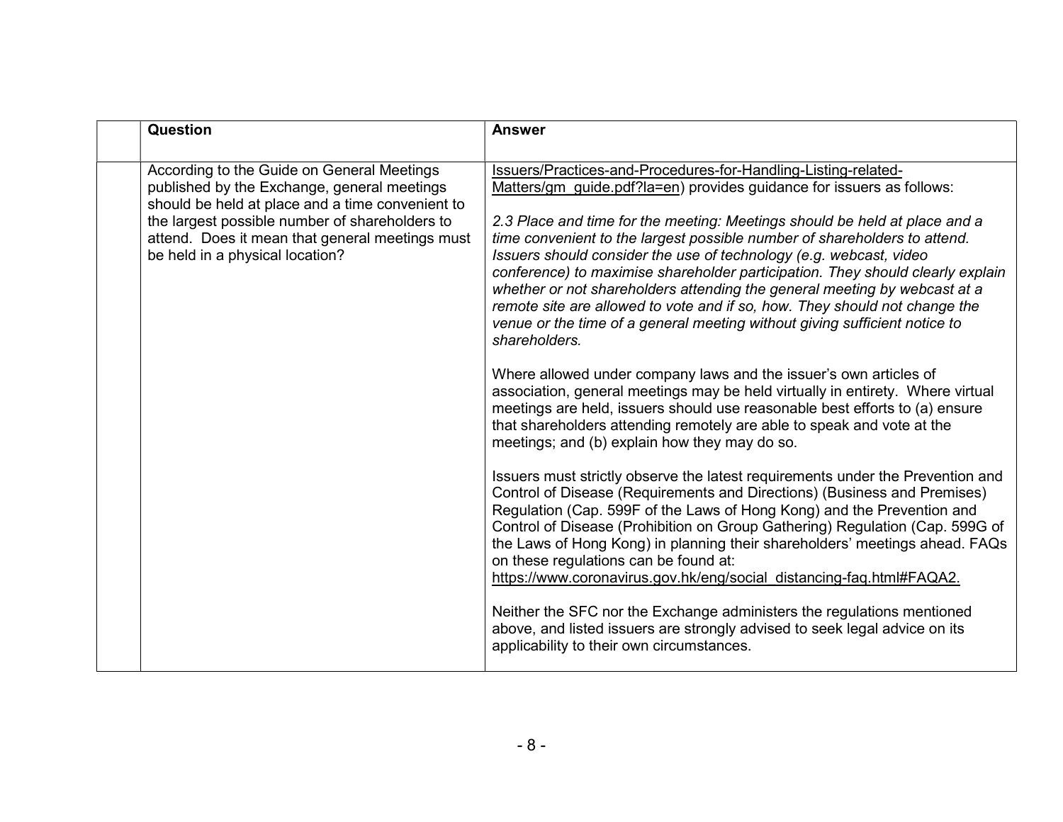| | Question | Answer |
|---|---|---|
| | According to the Guide on General Meetings published by the Exchange, general meetings should be held at place and a time convenient to the largest possible number of shareholders to attend. Does it mean that general meetings must be held in a physical location? | Issuers/Practices-and-Procedures-for-Handling-Listing-related-Matters/gm_guide.pdf?la=en) provides guidance for issuers as follows:<br><br>*2.3 Place and time for the meeting: Meetings should be held at place and a time convenient to the largest possible number of shareholders to attend. Issuers should consider the use of technology (e.g. webcast, video conference) to maximise shareholder participation. They should clearly explain whether or not shareholders attending the general meeting by webcast at a remote site are allowed to vote and if so, how. They should not change the venue or the time of a general meeting without giving sufficient notice to shareholders.*<br><br>Where allowed under company laws and the issuer's own articles of association, general meetings may be held virtually in entirety. Where virtual meetings are held, issuers should use reasonable best efforts to (a) ensure that shareholders attending remotely are able to speak and vote at the meetings; and (b) explain how they may do so.<br><br>Issuers must strictly observe the latest requirements under the Prevention and Control of Disease (Requirements and Directions) (Business and Premises) Regulation (Cap. 599F of the Laws of Hong Kong) and the Prevention and Control of Disease (Prohibition on Group Gathering) Regulation (Cap. 599G of the Laws of Hong Kong) in planning their shareholders' meetings ahead. FAQs on these regulations can be found at: https://www.coronavirus.gov.hk/eng/social_distancing-faq.html#FAQA2.<br><br>Neither the SFC nor the Exchange administers the regulations mentioned above, and listed issuers are strongly advised to seek legal advice on its applicability to their own circumstances. |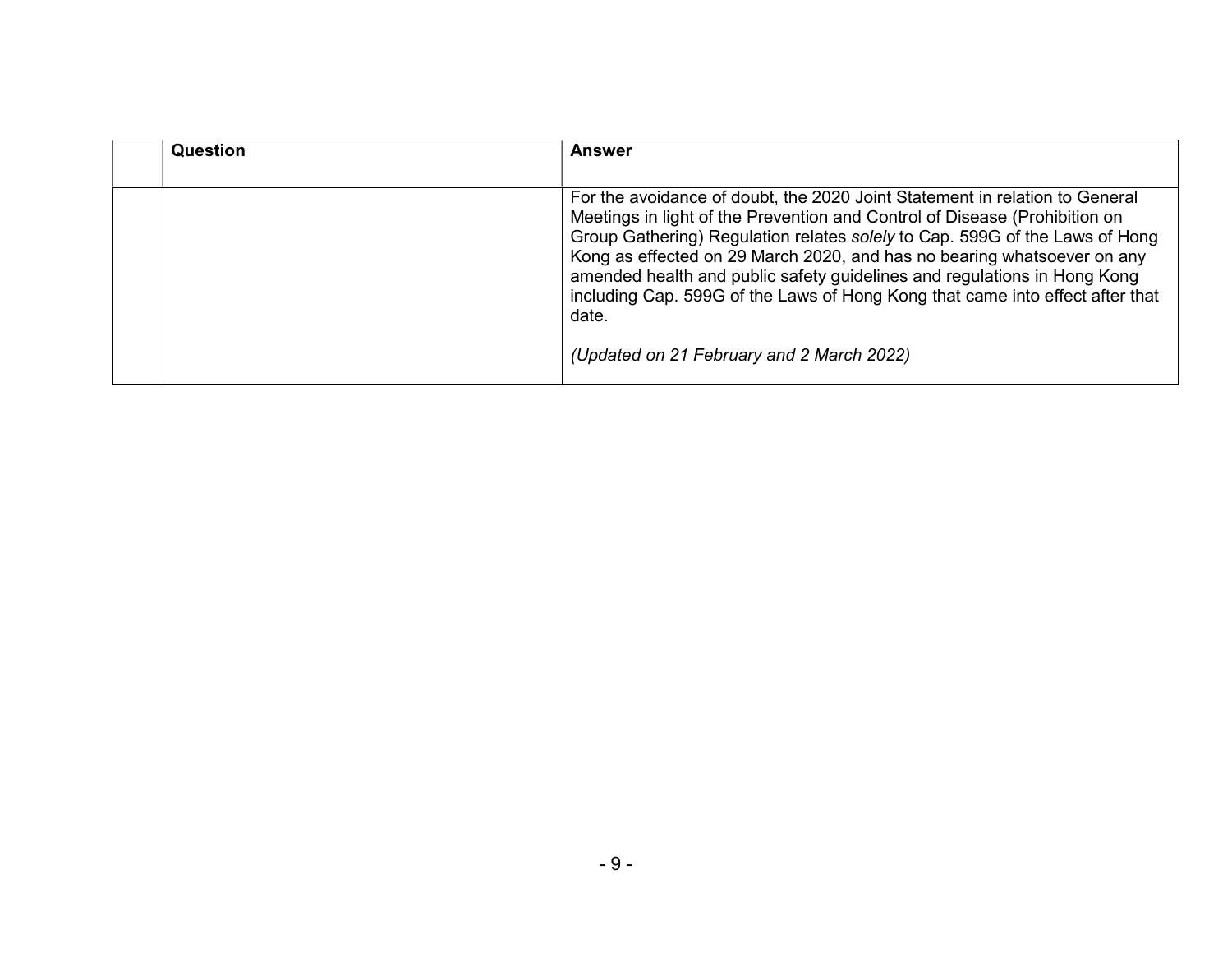| | Question | Answer |
|---|---|---|
| | | For the avoidance of doubt, the 2020 Joint Statement in relation to General Meetings in light of the Prevention and Control of Disease (Prohibition on Group Gathering) Regulation relates *solely* to Cap. 599G of the Laws of Hong Kong as effected on 29 March 2020, and has no bearing whatsoever on any amended health and public safety guidelines and regulations in Hong Kong including Cap. 599G of the Laws of Hong Kong that came into effect after that date.<br><br>*(Updated on 21 February and 2 March 2022)* |